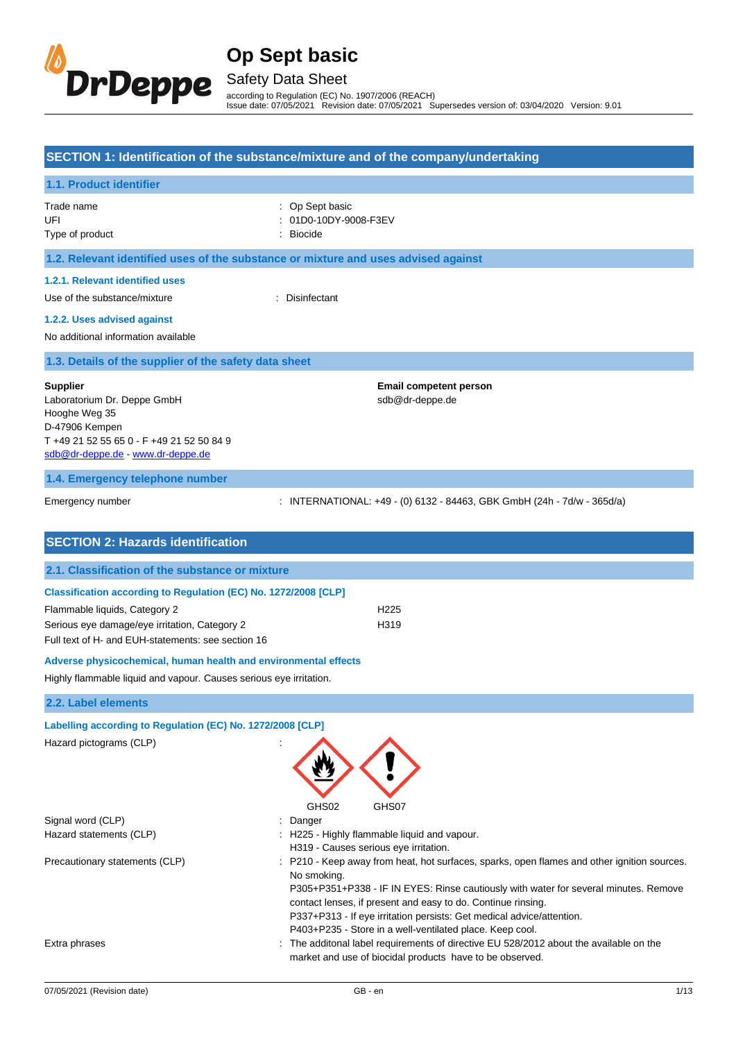# Op Sept basic

## Safety Data Sheet

according to Regulation (EC) No. 1907/2006 (REACH)
Issue date: 07/05/2021 Revision date: 07/05/2021 Supersedes version of: 03/04/2020 Version: 9.01

## SECTION 1: Identification of the substance/mixture and of the company/undertaking

### 1.1. Product identifier

| | |
|---|---|
| Trade name | : Op Sept basic |
| UFI | : 01D0-10DY-9008-F3EV |
| Type of product | : Biocide |

### 1.2. Relevant identified uses of the substance or mixture and uses advised against

#### 1.2.1. Relevant identified uses

Use of the substance/mixture : Disinfectant

#### 1.2.2. Uses advised against

No additional information available

### 1.3. Details of the supplier of the safety data sheet

**Supplier**
Laboratorium Dr. Deppe GmbH
Hooghe Weg 35
D-47906 Kempen
T +49 21 52 55 65 0 - F +49 21 52 50 84 9
sdb@dr-deppe.de - www.dr-deppe.de

**Email competent person**
sdb@dr-deppe.de

### 1.4. Emergency telephone number

Emergency number : INTERNATIONAL: +49 - (0) 6132 - 84463, GBK GmbH (24h - 7d/w - 365d/a)

## SECTION 2: Hazards identification

### 2.1. Classification of the substance or mixture

**Classification according to Regulation (EC) No. 1272/2008 [CLP]**

| | |
|---|---|
| Flammable liquids, Category 2 | H225 |
| Serious eye damage/eye irritation, Category 2 | H319 |

Full text of H- and EUH-statements: see section 16

**Adverse physicochemical, human health and environmental effects**

Highly flammable liquid and vapour. Causes serious eye irritation.

### 2.2. Label elements

**Labelling according to Regulation (EC) No. 1272/2008 [CLP]**

Hazard pictograms (CLP) :

GHS02 GHS07

Signal word (CLP) : Danger

Hazard statements (CLP) :
- H225 - Highly flammable liquid and vapour.
- H319 - Causes serious eye irritation.

Precautionary statements (CLP) :
- P210 - Keep away from heat, hot surfaces, sparks, open flames and other ignition sources. No smoking.
- P305+P351+P338 - IF IN EYES: Rinse cautiously with water for several minutes. Remove contact lenses, if present and easy to do. Continue rinsing.
- P337+P313 - If eye irritation persists: Get medical advice/attention.
- P403+P235 - Store in a well-ventilated place. Keep cool.

Extra phrases : The additonal label requirements of directive EU 528/2012 about the available on the market and use of biocidal products have to be observed.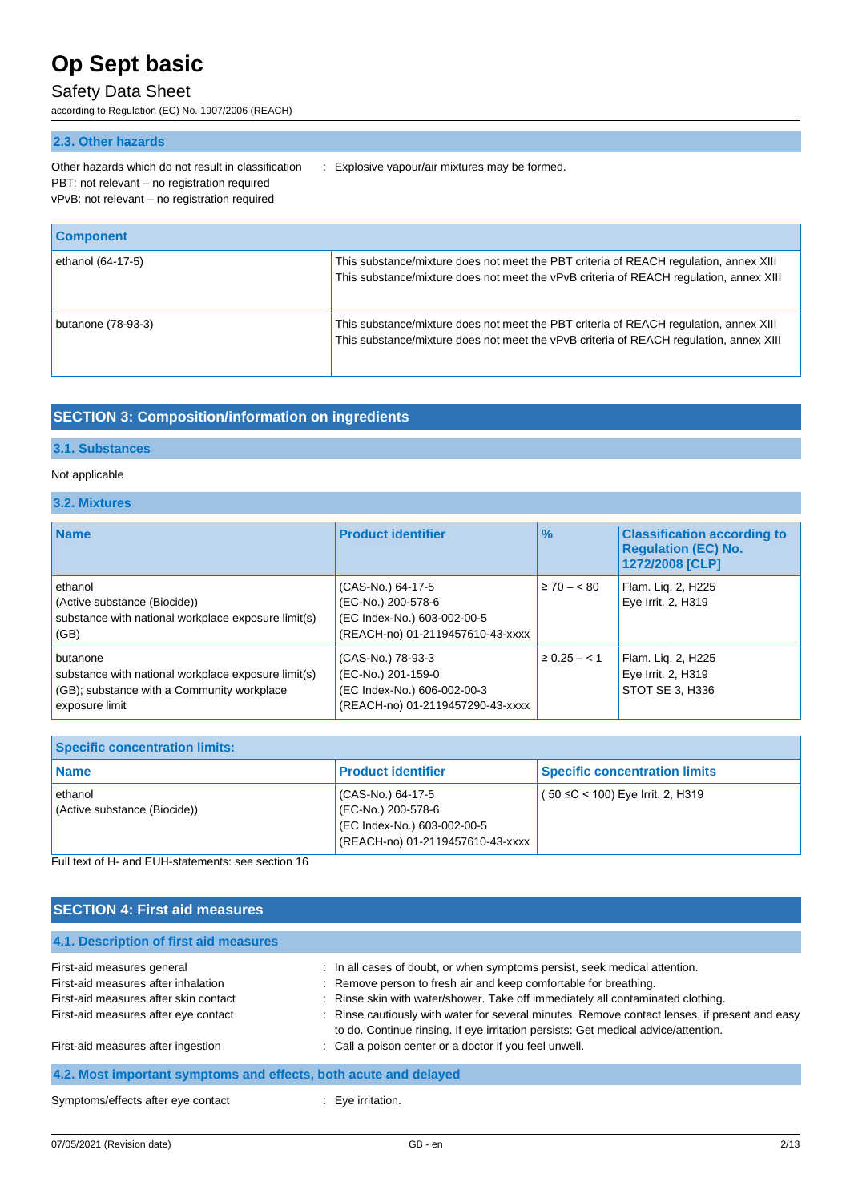### 2.3. Other hazards

Other hazards which do not result in classification : Explosive vapour/air mixtures may be formed.

PBT: not relevant – no registration required

vPvB: not relevant – no registration required

| Component | |
|---|---|
| ethanol (64-17-5) | This substance/mixture does not meet the PBT criteria of REACH regulation, annex XIII<br>This substance/mixture does not meet the vPvB criteria of REACH regulation, annex XIII |
| butanone (78-93-3) | This substance/mixture does not meet the PBT criteria of REACH regulation, annex XIII<br>This substance/mixture does not meet the vPvB criteria of REACH regulation, annex XIII |

## SECTION 3: Composition/information on ingredients

### 3.1. Substances

Not applicable

### 3.2. Mixtures

| Name | Product identifier | % | Classification according to Regulation (EC) No. 1272/2008 [CLP] |
|---|---|---|---|
| ethanol<br>(Active substance (Biocide))<br>substance with national workplace exposure limit(s) (GB) | (CAS-No.) 64-17-5<br>(EC-No.) 200-578-6<br>(EC Index-No.) 603-002-00-5<br>(REACH-no) 01-2119457610-43-xxxx | ≥ 70 – < 80 | Flam. Liq. 2, H225<br>Eye Irrit. 2, H319 |
| butanone<br>substance with national workplace exposure limit(s) (GB); substance with a Community workplace exposure limit | (CAS-No.) 78-93-3<br>(EC-No.) 201-159-0<br>(EC Index-No.) 606-002-00-3<br>(REACH-no) 01-2119457290-43-xxxx | ≥ 0.25 – < 1 | Flam. Liq. 2, H225<br>Eye Irrit. 2, H319<br>STOT SE 3, H336 |

| Specific concentration limits: | | |
|---|---|---|
| **Name** | **Product identifier** | **Specific concentration limits** |
| ethanol<br>(Active substance (Biocide)) | (CAS-No.) 64-17-5<br>(EC-No.) 200-578-6<br>(EC Index-No.) 603-002-00-5<br>(REACH-no) 01-2119457610-43-xxxx | ( 50 ≤C < 100) Eye Irrit. 2, H319 |

Full text of H- and EUH-statements: see section 16

## SECTION 4: First aid measures

### 4.1. Description of first aid measures

First-aid measures general : In all cases of doubt, or when symptoms persist, seek medical attention.

First-aid measures after inhalation : Remove person to fresh air and keep comfortable for breathing.

First-aid measures after skin contact : Rinse skin with water/shower. Take off immediately all contaminated clothing.

First-aid measures after eye contact : Rinse cautiously with water for several minutes. Remove contact lenses, if present and easy to do. Continue rinsing. If eye irritation persists: Get medical advice/attention.

First-aid measures after ingestion : Call a poison center or a doctor if you feel unwell.

### 4.2. Most important symptoms and effects, both acute and delayed

Symptoms/effects after eye contact : Eye irritation.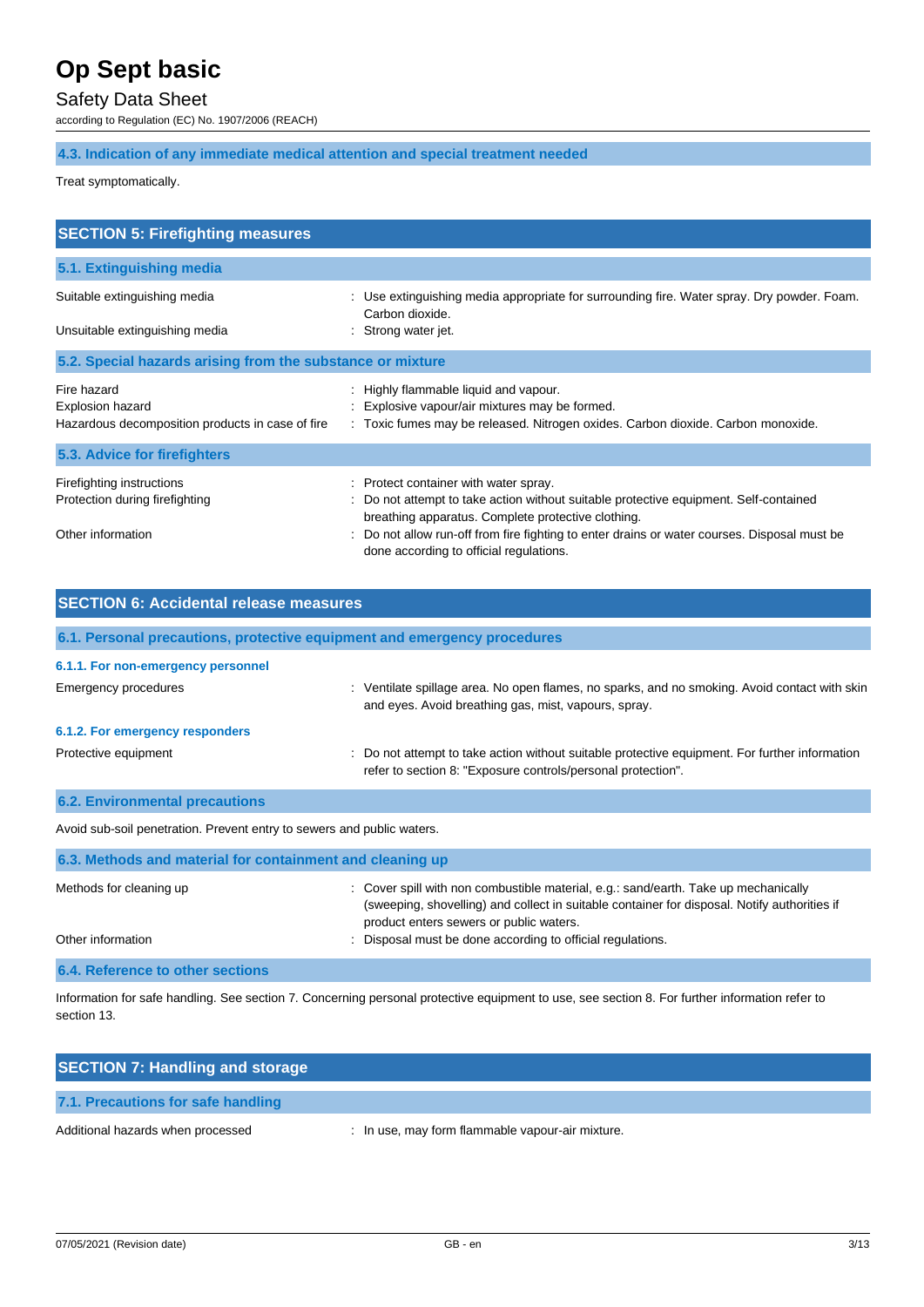### 4.3. Indication of any immediate medical attention and special treatment needed

Treat symptomatically.

## SECTION 5: Firefighting measures

### 5.1. Extinguishing media

| | |
|---|---|
| Suitable extinguishing media | : Use extinguishing media appropriate for surrounding fire. Water spray. Dry powder. Foam. Carbon dioxide. |
| Unsuitable extinguishing media | : Strong water jet. |

### 5.2. Special hazards arising from the substance or mixture

| | |
|---|---|
| Fire hazard | : Highly flammable liquid and vapour. |
| Explosion hazard | : Explosive vapour/air mixtures may be formed. |
| Hazardous decomposition products in case of fire | : Toxic fumes may be released. Nitrogen oxides. Carbon dioxide. Carbon monoxide. |

### 5.3. Advice for firefighters

| | |
|---|---|
| Firefighting instructions | : Protect container with water spray. |
| Protection during firefighting | : Do not attempt to take action without suitable protective equipment. Self-contained breathing apparatus. Complete protective clothing. |
| Other information | : Do not allow run-off from fire fighting to enter drains or water courses. Disposal must be done according to official regulations. |

## SECTION 6: Accidental release measures

### 6.1. Personal precautions, protective equipment and emergency procedures

#### 6.1.1. For non-emergency personnel

| | |
|---|---|
| Emergency procedures | : Ventilate spillage area. No open flames, no sparks, and no smoking. Avoid contact with skin and eyes. Avoid breathing gas, mist, vapours, spray. |

#### 6.1.2. For emergency responders

| | |
|---|---|
| Protective equipment | : Do not attempt to take action without suitable protective equipment. For further information refer to section 8: "Exposure controls/personal protection". |

### 6.2. Environmental precautions

Avoid sub-soil penetration. Prevent entry to sewers and public waters.

### 6.3. Methods and material for containment and cleaning up

| | |
|---|---|
| Methods for cleaning up | : Cover spill with non combustible material, e.g.: sand/earth. Take up mechanically (sweeping, shovelling) and collect in suitable container for disposal. Notify authorities if product enters sewers or public waters. |
| Other information | : Disposal must be done according to official regulations. |

### 6.4. Reference to other sections

Information for safe handling. See section 7. Concerning personal protective equipment to use, see section 8. For further information refer to section 13.

## SECTION 7: Handling and storage

### 7.1. Precautions for safe handling

| | |
|---|---|
| Additional hazards when processed | : In use, may form flammable vapour-air mixture. |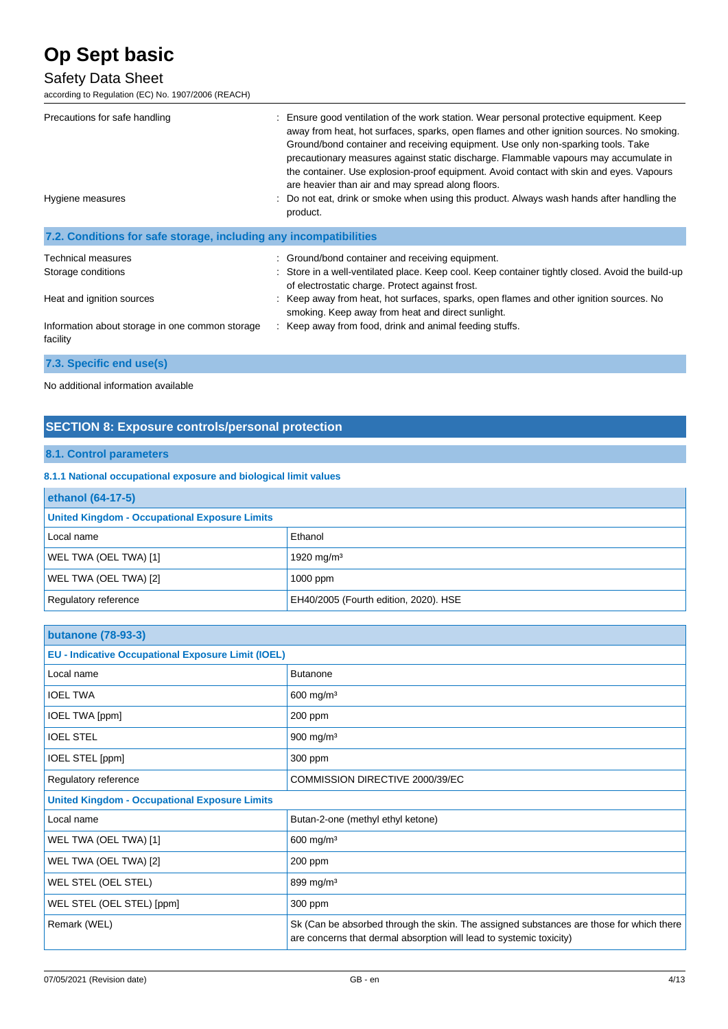Precations for safe handling : Ensure good ventilation of the work station. Wear personal protective equipment. Keep away from heat, hot surfaces, sparks, open flames and other ignition sources. No smoking. Ground/bond container and receiving equipment. Use only non-sparking tools. Take precautionary measures against static discharge. Flammable vapours may accumulate in the container. Use explosion-proof equipment. Avoid contact with skin and eyes. Vapours are heavier than air and may spread along floors.

Hygiene measures : Do not eat, drink or smoke when using this product. Always wash hands after handling the product.

### 7.2. Conditions for safe storage, including any incompatibilities

Technical measures : Ground/bond container and receiving equipment.

Storage conditions : Store in a well-ventilated place. Keep cool. Keep container tightly closed. Avoid the build-up of electrostatic charge. Protect against frost.

Heat and ignition sources : Keep away from heat, hot surfaces, sparks, open flames and other ignition sources. No smoking. Keep away from heat and direct sunlight.

Information about storage in one common storage facility : Keep away from food, drink and animal feeding stuffs.

### 7.3. Specific end use(s)

No additional information available

## SECTION 8: Exposure controls/personal protection

### 8.1. Control parameters

#### 8.1.1 National occupational exposure and biological limit values

| ethanol (64-17-5) | |
|---|---|
| **United Kingdom - Occupational Exposure Limits** | |
| Local name | Ethanol |
| WEL TWA (OEL TWA) [1] | 1920 mg/m³ |
| WEL TWA (OEL TWA) [2] | 1000 ppm |
| Regulatory reference | EH40/2005 (Fourth edition, 2020). HSE |

| butanone (78-93-3) | |
|---|---|
| **EU - Indicative Occupational Exposure Limit (IOEL)** | |
| Local name | Butanone |
| IOEL TWA | 600 mg/m³ |
| IOEL TWA [ppm] | 200 ppm |
| IOEL STEL | 900 mg/m³ |
| IOEL STEL [ppm] | 300 ppm |
| Regulatory reference | COMMISSION DIRECTIVE 2000/39/EC |
| **United Kingdom - Occupational Exposure Limits** | |
| Local name | Butan-2-one (methyl ethyl ketone) |
| WEL TWA (OEL TWA) [1] | 600 mg/m³ |
| WEL TWA (OEL TWA) [2] | 200 ppm |
| WEL STEL (OEL STEL) | 899 mg/m³ |
| WEL STEL (OEL STEL) [ppm] | 300 ppm |
| Remark (WEL) | Sk (Can be absorbed through the skin. The assigned substances are those for which there are concerns that dermal absorption will lead to systemic toxicity) |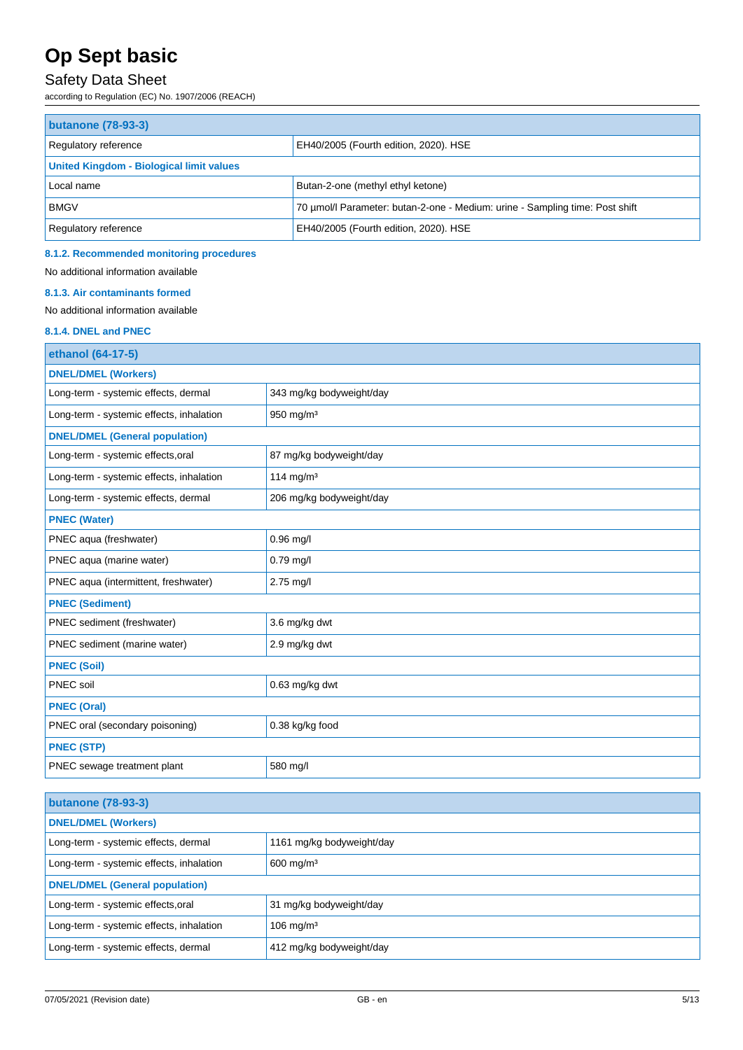| butanone (78-93-3) | |
|---|---|
| Regulatory reference | EH40/2005 (Fourth edition, 2020). HSE |
| **United Kingdom - Biological limit values** | |
| Local name | Butan-2-one (methyl ethyl ketone) |
| BMGV | 70 µmol/l Parameter: butan-2-one - Medium: urine - Sampling time: Post shift |
| Regulatory reference | EH40/2005 (Fourth edition, 2020). HSE |

#### 8.1.2. Recommended monitoring procedures

No additional information available

#### 8.1.3. Air contaminants formed

No additional information available

#### 8.1.4. DNEL and PNEC

| ethanol (64-17-5) | |
|---|---|
| **DNEL/DMEL (Workers)** | |
| Long-term - systemic effects, dermal | 343 mg/kg bodyweight/day |
| Long-term - systemic effects, inhalation | 950 mg/m³ |
| **DNEL/DMEL (General population)** | |
| Long-term - systemic effects,oral | 87 mg/kg bodyweight/day |
| Long-term - systemic effects, inhalation | 114 mg/m³ |
| Long-term - systemic effects, dermal | 206 mg/kg bodyweight/day |
| **PNEC (Water)** | |
| PNEC aqua (freshwater) | 0.96 mg/l |
| PNEC aqua (marine water) | 0.79 mg/l |
| PNEC aqua (intermittent, freshwater) | 2.75 mg/l |
| **PNEC (Sediment)** | |
| PNEC sediment (freshwater) | 3.6 mg/kg dwt |
| PNEC sediment (marine water) | 2.9 mg/kg dwt |
| **PNEC (Soil)** | |
| PNEC soil | 0.63 mg/kg dwt |
| **PNEC (Oral)** | |
| PNEC oral (secondary poisoning) | 0.38 kg/kg food |
| **PNEC (STP)** | |
| PNEC sewage treatment plant | 580 mg/l |

| butanone (78-93-3) | |
|---|---|
| **DNEL/DMEL (Workers)** | |
| Long-term - systemic effects, dermal | 1161 mg/kg bodyweight/day |
| Long-term - systemic effects, inhalation | 600 mg/m³ |
| **DNEL/DMEL (General population)** | |
| Long-term - systemic effects,oral | 31 mg/kg bodyweight/day |
| Long-term - systemic effects, inhalation | 106 mg/m³ |
| Long-term - systemic effects, dermal | 412 mg/kg bodyweight/day |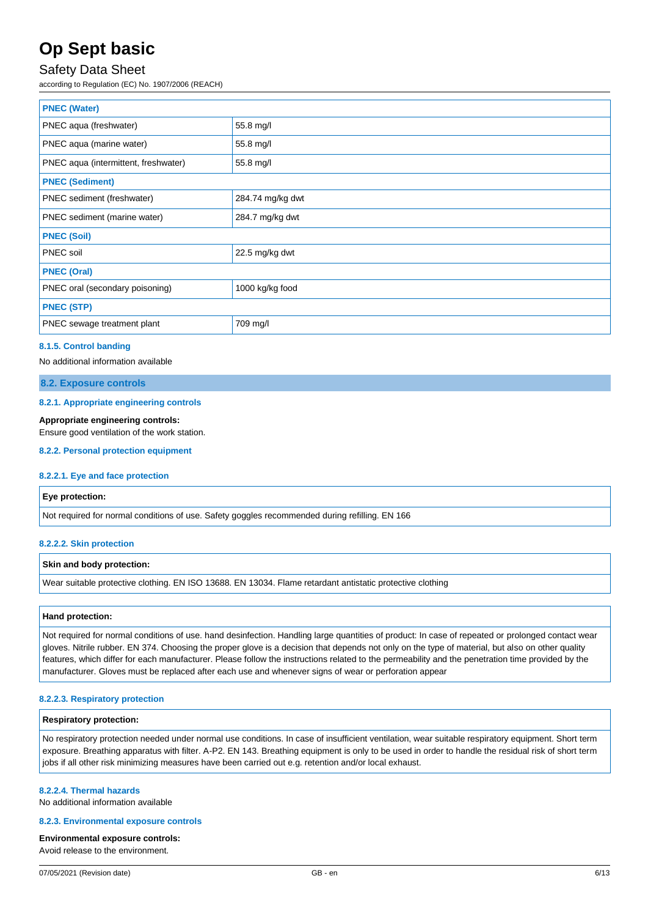| PNEC (Water) | |
|---|---|
| PNEC aqua (freshwater) | 55.8 mg/l |
| PNEC aqua (marine water) | 55.8 mg/l |
| PNEC aqua (intermittent, freshwater) | 55.8 mg/l |
| **PNEC (Sediment)** | |
| PNEC sediment (freshwater) | 284.74 mg/kg dwt |
| PNEC sediment (marine water) | 284.7 mg/kg dwt |
| **PNEC (Soil)** | |
| PNEC soil | 22.5 mg/kg dwt |
| **PNEC (Oral)** | |
| PNEC oral (secondary poisoning) | 1000 kg/kg food |
| **PNEC (STP)** | |
| PNEC sewage treatment plant | 709 mg/l |

#### 8.1.5. Control banding

No additional information available

### 8.2. Exposure controls

#### 8.2.1. Appropriate engineering controls

**Appropriate engineering controls:**

Ensure good ventilation of the work station.

#### 8.2.2. Personal protection equipment

##### 8.2.2.1. Eye and face protection

| Eye protection: |
|---|
| Not required for normal conditions of use. Safety goggles recommended during refilling. EN 166 |

##### 8.2.2.2. Skin protection

| Skin and body protection: |
|---|
| Wear suitable protective clothing. EN ISO 13688. EN 13034. Flame retardant antistatic protective clothing |

| Hand protection: |
|---|
| Not required for normal conditions of use. hand desinfection. Handling large quantities of product: In case of repeated or prolonged contact wear gloves. Nitrile rubber. EN 374. Choosing the proper glove is a decision that depends not only on the type of material, but also on other quality features, which differ for each manufacturer. Please follow the instructions related to the permeability and the penetration time provided by the manufacturer. Gloves must be replaced after each use and whenever signs of wear or perforation appear |

##### 8.2.2.3. Respiratory protection

| Respiratory protection: |
|---|
| No respiratory protection needed under normal use conditions. In case of insufficient ventilation, wear suitable respiratory equipment. Short term exposure. Breathing apparatus with filter. A-P2. EN 143. Breathing equipment is only to be used in order to handle the residual risk of short term jobs if all other risk minimizing measures have been carried out e.g. retention and/or local exhaust. |

##### 8.2.2.4. Thermal hazards

No additional information available

#### 8.2.3. Environmental exposure controls

**Environmental exposure controls:**

Avoid release to the environment.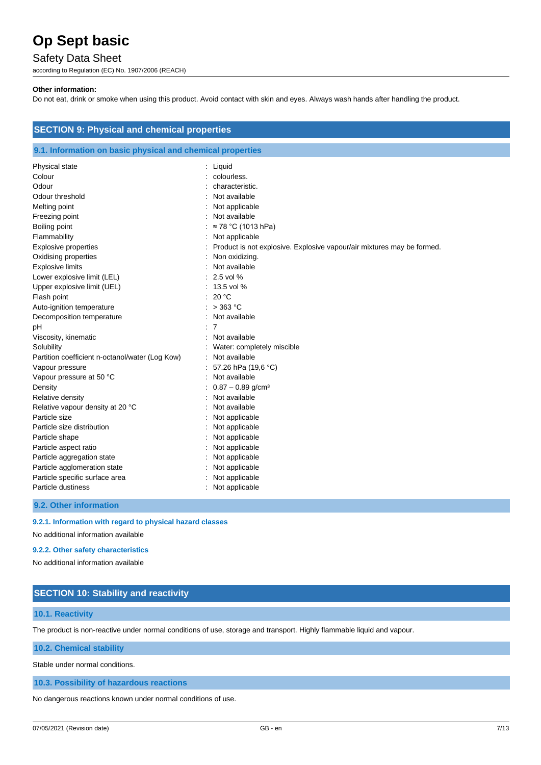**Other information:**

Do not eat, drink or smoke when using this product. Avoid contact with skin and eyes. Always wash hands after handling the product.

## SECTION 9: Physical and chemical properties

### 9.1. Information on basic physical and chemical properties

| Property | Value |
|---|---|
| Physical state | : Liquid |
| Colour | : colourless. |
| Odour | : characteristic. |
| Odour threshold | : Not available |
| Melting point | : Not applicable |
| Freezing point | : Not available |
| Boiling point | : ≈ 78 °C (1013 hPa) |
| Flammability | : Not applicable |
| Explosive properties | : Product is not explosive. Explosive vapour/air mixtures may be formed. |
| Oxidising properties | : Non oxidizing. |
| Explosive limits | : Not available |
| Lower explosive limit (LEL) | : 2.5 vol % |
| Upper explosive limit (UEL) | : 13.5 vol % |
| Flash point | : 20 °C |
| Auto-ignition temperature | : > 363 °C |
| Decomposition temperature | : Not available |
| pH | : 7 |
| Viscosity, kinematic | : Not available |
| Solubility | : Water: completely miscible |
| Partition coefficient n-octanol/water (Log Kow) | : Not available |
| Vapour pressure | : 57.26 hPa (19,6 °C) |
| Vapour pressure at 50 °C | : Not available |
| Density | : 0.87 – 0.89 g/cm³ |
| Relative density | : Not available |
| Relative vapour density at 20 °C | : Not available |
| Particle size | : Not applicable |
| Particle size distribution | : Not applicable |
| Particle shape | : Not applicable |
| Particle aspect ratio | : Not applicable |
| Particle aggregation state | : Not applicable |
| Particle agglomeration state | : Not applicable |
| Particle specific surface area | : Not applicable |
| Particle dustiness | : Not applicable |

### 9.2. Other information

#### 9.2.1. Information with regard to physical hazard classes

No additional information available

#### 9.2.2. Other safety characteristics

No additional information available

## SECTION 10: Stability and reactivity

### 10.1. Reactivity

The product is non-reactive under normal conditions of use, storage and transport. Highly flammable liquid and vapour.

### 10.2. Chemical stability

Stable under normal conditions.

### 10.3. Possibility of hazardous reactions

No dangerous reactions known under normal conditions of use.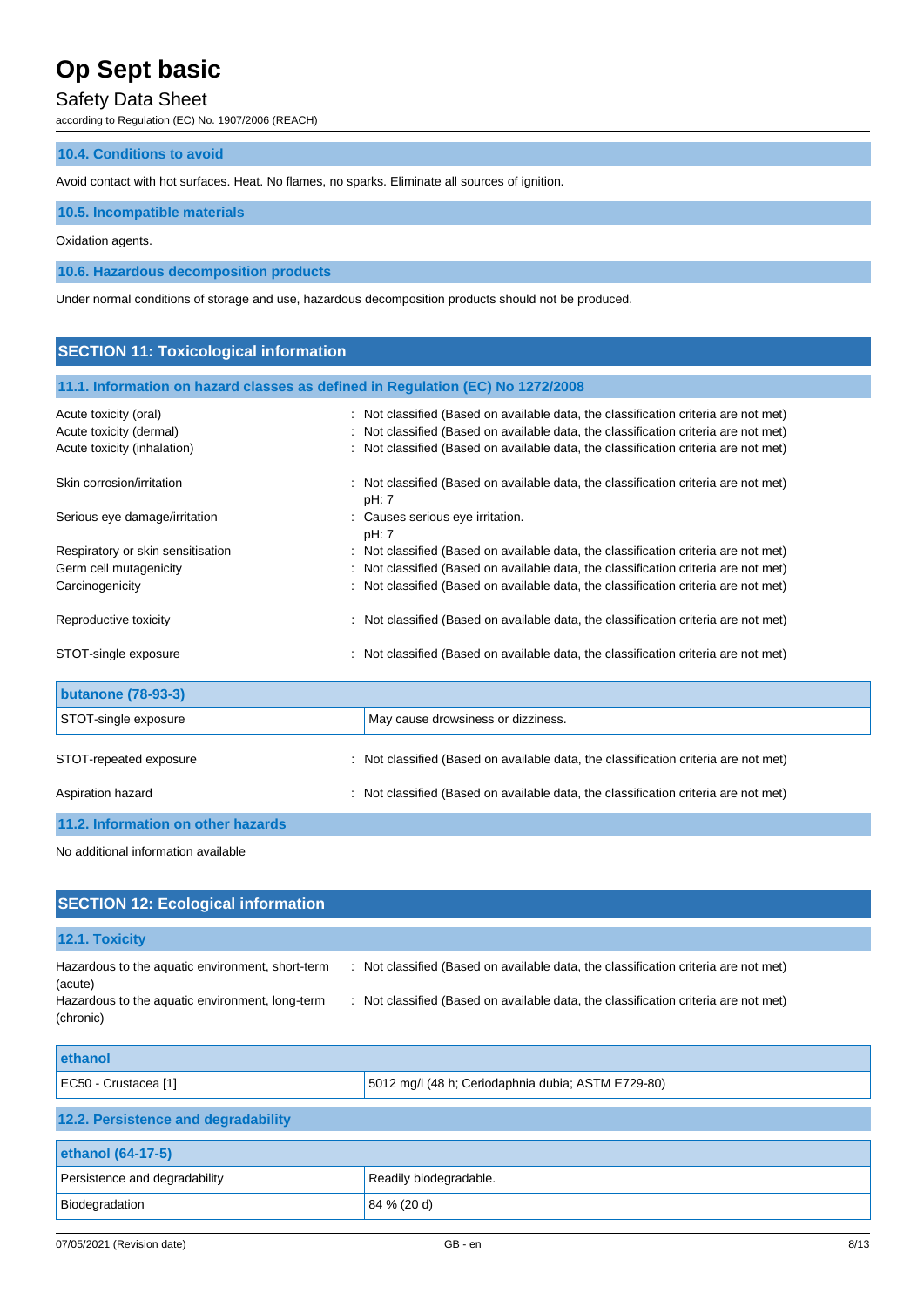### 10.4. Conditions to avoid

Avoid contact with hot surfaces. Heat. No flames, no sparks. Eliminate all sources of ignition.

### 10.5. Incompatible materials

Oxidation agents.

### 10.6. Hazardous decomposition products

Under normal conditions of storage and use, hazardous decomposition products should not be produced.

## SECTION 11: Toxicological information

### 11.1. Information on hazard classes as defined in Regulation (EC) No 1272/2008

| | |
|---|---|
| Acute toxicity (oral) | : Not classified (Based on available data, the classification criteria are not met) |
| Acute toxicity (dermal) | : Not classified (Based on available data, the classification criteria are not met) |
| Acute toxicity (inhalation) | : Not classified (Based on available data, the classification criteria are not met) |
| Skin corrosion/irritation | : Not classified (Based on available data, the classification criteria are not met) pH: 7 |
| Serious eye damage/irritation | : Causes serious eye irritation. pH: 7 |
| Respiratory or skin sensitisation | : Not classified (Based on available data, the classification criteria are not met) |
| Germ cell mutagenicity | : Not classified (Based on available data, the classification criteria are not met) |
| Carcinogenicity | : Not classified (Based on available data, the classification criteria are not met) |
| Reproductive toxicity | : Not classified (Based on available data, the classification criteria are not met) |
| STOT-single exposure | : Not classified (Based on available data, the classification criteria are not met) |

| butanone (78-93-3) | |
|---|---|
| STOT-single exposure | May cause drowsiness or dizziness. |

| | |
|---|---|
| STOT-repeated exposure | : Not classified (Based on available data, the classification criteria are not met) |
| Aspiration hazard | : Not classified (Based on available data, the classification criteria are not met) |

### 11.2. Information on other hazards

No additional information available

## SECTION 12: Ecological information

### 12.1. Toxicity

| | |
|---|---|
| Hazardous to the aquatic environment, short-term (acute) | : Not classified (Based on available data, the classification criteria are not met) |
| Hazardous to the aquatic environment, long-term (chronic) | : Not classified (Based on available data, the classification criteria are not met) |

| ethanol | |
|---|---|
| EC50 - Crustacea [1] | 5012 mg/l (48 h; Ceriodaphnia dubia; ASTM E729-80) |

### 12.2. Persistence and degradability

| ethanol (64-17-5) | |
|---|---|
| Persistence and degradability | Readily biodegradable. |
| Biodegradation | 84 % (20 d) |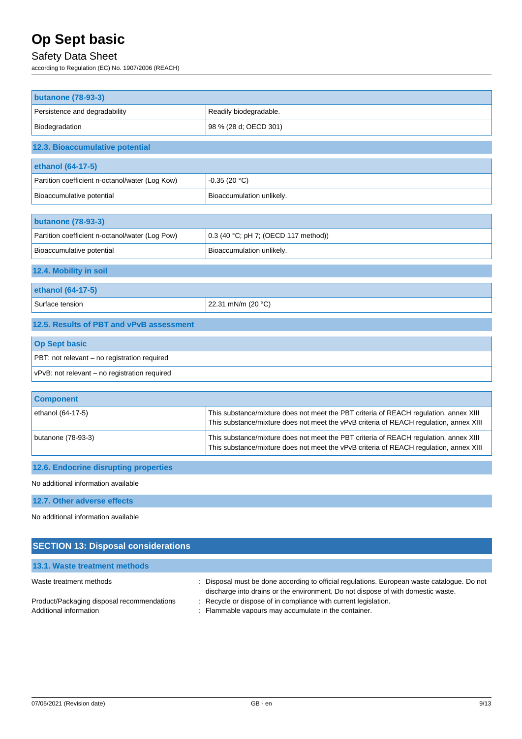| butanone (78-93-3) | |
|---|---|
| Persistence and degradability | Readily biodegradable. |
| Biodegradation | 98 % (28 d; OECD 301) |

### 12.3. Bioaccumulative potential

| ethanol (64-17-5) | |
|---|---|
| Partition coefficient n-octanol/water (Log Kow) | -0.35 (20 °C) |
| Bioaccumulative potential | Bioaccumulation unlikely. |

| butanone (78-93-3) | |
|---|---|
| Partition coefficient n-octanol/water (Log Pow) | 0.3 (40 °C; pH 7; (OECD 117 method)) |
| Bioaccumulative potential | Bioaccumulation unlikely. |

### 12.4. Mobility in soil

| ethanol (64-17-5) | |
|---|---|
| Surface tension | 22.31 mN/m (20 °C) |

### 12.5. Results of PBT and vPvB assessment

| Op Sept basic |
|---|
| PBT: not relevant – no registration required |
| vPvB: not relevant – no registration required |

| Component | |
|---|---|
| ethanol (64-17-5) | This substance/mixture does not meet the PBT criteria of REACH regulation, annex XIII<br>This substance/mixture does not meet the vPvB criteria of REACH regulation, annex XIII |
| butanone (78-93-3) | This substance/mixture does not meet the PBT criteria of REACH regulation, annex XIII<br>This substance/mixture does not meet the vPvB criteria of REACH regulation, annex XIII |

### 12.6. Endocrine disrupting properties

No additional information available

### 12.7. Other adverse effects

No additional information available

## SECTION 13: Disposal considerations

### 13.1. Waste treatment methods

Waste treatment methods : Disposal must be done according to official regulations. European waste catalogue. Do not discharge into drains or the environment. Do not dispose of with domestic waste.

Product/Packaging disposal recommendations : Recycle or dispose of in compliance with current legislation.

Additional information : Flammable vapours may accumulate in the container.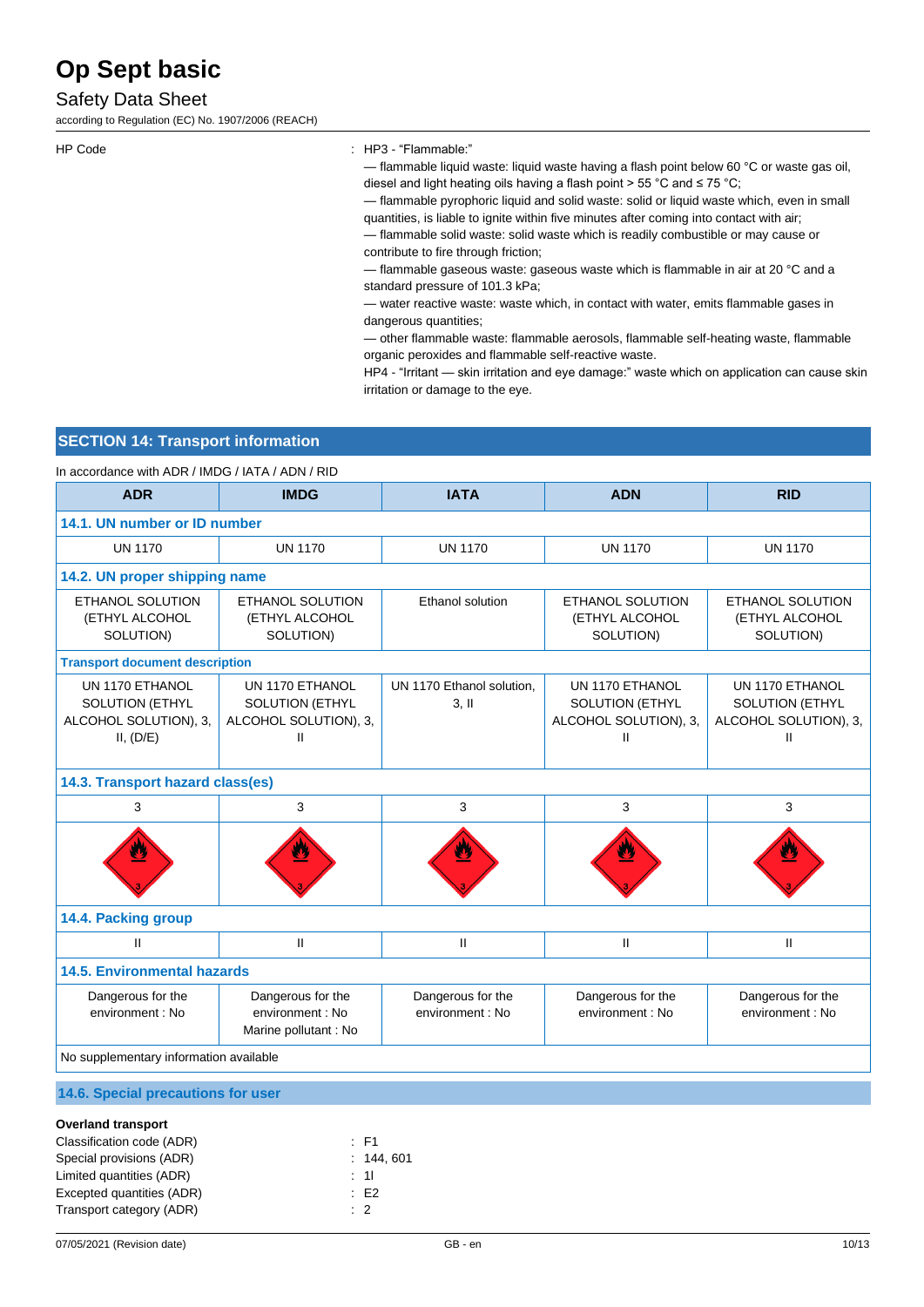HP Code : HP3 - "Flammable:"

— flammable liquid waste: liquid waste having a flash point below 60 °C or waste gas oil, diesel and light heating oils having a flash point > 55 °C and ≤ 75 °C;

— flammable pyrophoric liquid and solid waste: solid or liquid waste which, even in small quantities, is liable to ignite within five minutes after coming into contact with air;

— flammable solid waste: solid waste which is readily combustible or may cause or contribute to fire through friction;

— flammable gaseous waste: gaseous waste which is flammable in air at 20 °C and a standard pressure of 101.3 kPa;

— water reactive waste: waste which, in contact with water, emits flammable gases in dangerous quantities;

— other flammable waste: flammable aerosols, flammable self-heating waste, flammable organic peroxides and flammable self-reactive waste.

HP4 - "Irritant — skin irritation and eye damage:" waste which on application can cause skin irritation or damage to the eye.

## SECTION 14: Transport information

In accordance with ADR / IMDG / IATA / ADN / RID

| ADR | IMDG | IATA | ADN | RID |
|---|---|---|---|---|
| **14.1. UN number or ID number** | | | | |
| UN 1170 | UN 1170 | UN 1170 | UN 1170 | UN 1170 |
| **14.2. UN proper shipping name** | | | | |
| ETHANOL SOLUTION (ETHYL ALCOHOL SOLUTION) | ETHANOL SOLUTION (ETHYL ALCOHOL SOLUTION) | Ethanol solution | ETHANOL SOLUTION (ETHYL ALCOHOL SOLUTION) | ETHANOL SOLUTION (ETHYL ALCOHOL SOLUTION) |
| **Transport document description** | | | | |
| UN 1170 ETHANOL SOLUTION (ETHYL ALCOHOL SOLUTION), 3, II, (D/E) | UN 1170 ETHANOL SOLUTION (ETHYL ALCOHOL SOLUTION), 3, II | UN 1170 Ethanol solution, 3, II | UN 1170 ETHANOL SOLUTION (ETHYL ALCOHOL SOLUTION), 3, II | UN 1170 ETHANOL SOLUTION (ETHYL ALCOHOL SOLUTION), 3, II |
| **14.3. Transport hazard class(es)** | | | | |
| 3 | 3 | 3 | 3 | 3 |
| **14.4. Packing group** | | | | |
| II | II | II | II | II |
| **14.5. Environmental hazards** | | | | |
| Dangerous for the environment : No | Dangerous for the environment : No<br>Marine pollutant : No | Dangerous for the environment : No | Dangerous for the environment : No | Dangerous for the environment : No |
| No supplementary information available | | | | |

### 14.6. Special precautions for user

**Overland transport**

Classification code (ADR) : F1

Special provisions (ADR) : 144, 601

Limited quantities (ADR) : 1l

Excepted quantities (ADR) : E2

Transport category (ADR) : 2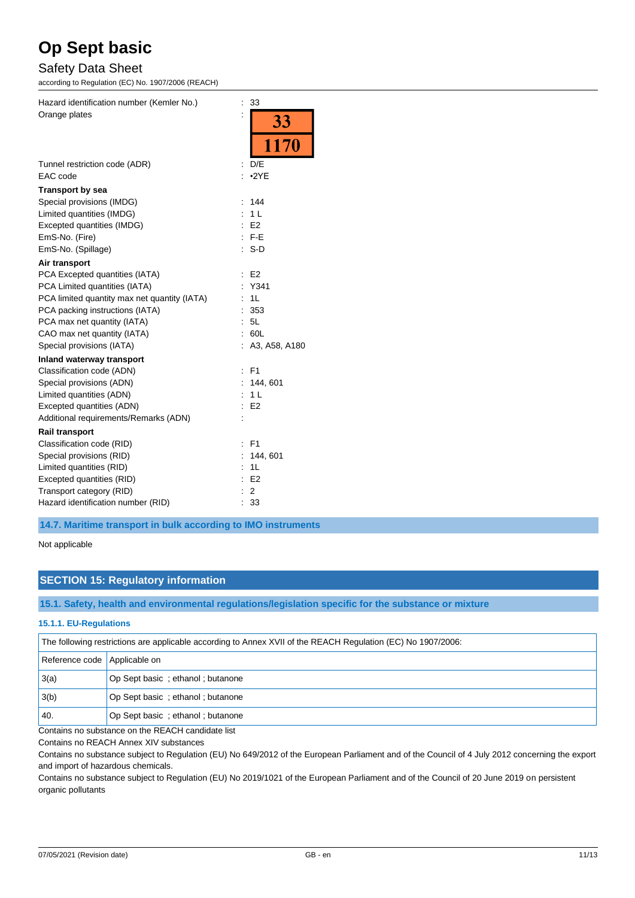| | |
|---|---|
| Hazard identification number (Kemler No.) | : 33 |
| Orange plates | : 33 / 1170 |
| Tunnel restriction code (ADR) | : D/E |
| EAC code | : •2YE |

**Transport by sea**

| | |
|---|---|
| Special provisions (IMDG) | : 144 |
| Limited quantities (IMDG) | : 1 L |
| Excepted quantities (IMDG) | : E2 |
| EmS-No. (Fire) | : F-E |
| EmS-No. (Spillage) | : S-D |

**Air transport**

| | |
|---|---|
| PCA Excepted quantities (IATA) | : E2 |
| PCA Limited quantities (IATA) | : Y341 |
| PCA limited quantity max net quantity (IATA) | : 1L |
| PCA packing instructions (IATA) | : 353 |
| PCA max net quantity (IATA) | : 5L |
| CAO max net quantity (IATA) | : 60L |
| Special provisions (IATA) | : A3, A58, A180 |

**Inland waterway transport**

| | |
|---|---|
| Classification code (ADN) | : F1 |
| Special provisions (ADN) | : 144, 601 |
| Limited quantities (ADN) | : 1 L |
| Excepted quantities (ADN) | : E2 |
| Additional requirements/Remarks (ADN) | : |

**Rail transport**

| | |
|---|---|
| Classification code (RID) | : F1 |
| Special provisions (RID) | : 144, 601 |
| Limited quantities (RID) | : 1L |
| Excepted quantities (RID) | : E2 |
| Transport category (RID) | : 2 |
| Hazard identification number (RID) | : 33 |

### 14.7. Maritime transport in bulk according to IMO instruments

Not applicable

## SECTION 15: Regulatory information

### 15.1. Safety, health and environmental regulations/legislation specific for the substance or mixture

#### 15.1.1. EU-Regulations

The following restrictions are applicable according to Annex XVII of the REACH Regulation (EC) No 1907/2006:

| Reference code | Applicable on |
|---|---|
| 3(a) | Op Sept basic ; ethanol ; butanone |
| 3(b) | Op Sept basic ; ethanol ; butanone |
| 40. | Op Sept basic ; ethanol ; butanone |

Contains no substance on the REACH candidate list

Contains no REACH Annex XIV substances

Contains no substance subject to Regulation (EU) No 649/2012 of the European Parliament and of the Council of 4 July 2012 concerning the export and import of hazardous chemicals.

Contains no substance subject to Regulation (EU) No 2019/1021 of the European Parliament and of the Council of 20 June 2019 on persistent organic pollutants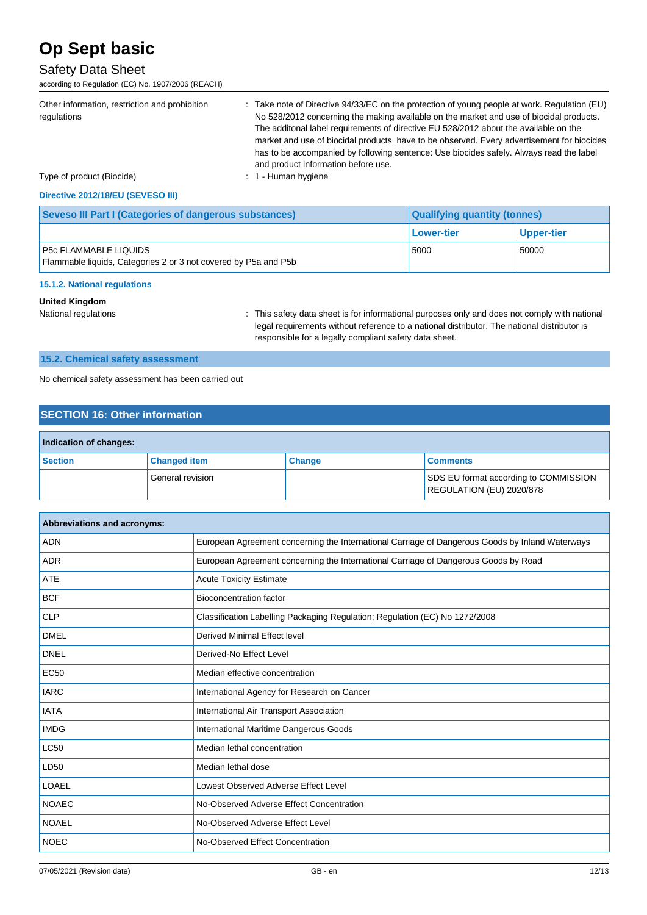Other information, restriction and prohibition regulations : Take note of Directive 94/33/EC on the protection of young people at work. Regulation (EU) No 528/2012 concerning the making available on the market and use of biocidal products. The additonal label requirements of directive EU 528/2012 about the available on the market and use of biocidal products have to be observed. Every advertisement for biocides has to be accompanied by following sentence: Use biocides safely. Always read the label and product information before use.

Type of product (Biocide) : 1 - Human hygiene

#### Directive 2012/18/EU (SEVESO III)

| Seveso III Part I (Categories of dangerous substances) | Qualifying quantity (tonnes) | |
|---|---|---|
| | Lower-tier | Upper-tier |
| P5c FLAMMABLE LIQUIDS<br>Flammable liquids, Categories 2 or 3 not covered by P5a and P5b | 5000 | 50000 |

#### 15.1.2. National regulations

**United Kingdom**

National regulations : This safety data sheet is for informational purposes only and does not comply with national legal requirements without reference to a national distributor. The national distributor is responsible for a legally compliant safety data sheet.

### 15.2. Chemical safety assessment

No chemical safety assessment has been carried out

## SECTION 16: Other information

| Indication of changes: | | | |
|---|---|---|---|
| **Section** | **Changed item** | **Change** | **Comments** |
| | General revision | | SDS EU format according to COMMISSION REGULATION (EU) 2020/878 |

| Abbreviations and acronyms: | |
|---|---|
| ADN | European Agreement concerning the International Carriage of Dangerous Goods by Inland Waterways |
| ADR | European Agreement concerning the International Carriage of Dangerous Goods by Road |
| ATE | Acute Toxicity Estimate |
| BCF | Bioconcentration factor |
| CLP | Classification Labelling Packaging Regulation; Regulation (EC) No 1272/2008 |
| DMEL | Derived Minimal Effect level |
| DNEL | Derived-No Effect Level |
| EC50 | Median effective concentration |
| IARC | International Agency for Research on Cancer |
| IATA | International Air Transport Association |
| IMDG | International Maritime Dangerous Goods |
| LC50 | Median lethal concentration |
| LD50 | Median lethal dose |
| LOAEL | Lowest Observed Adverse Effect Level |
| NOAEC | No-Observed Adverse Effect Concentration |
| NOAEL | No-Observed Adverse Effect Level |
| NOEC | No-Observed Effect Concentration |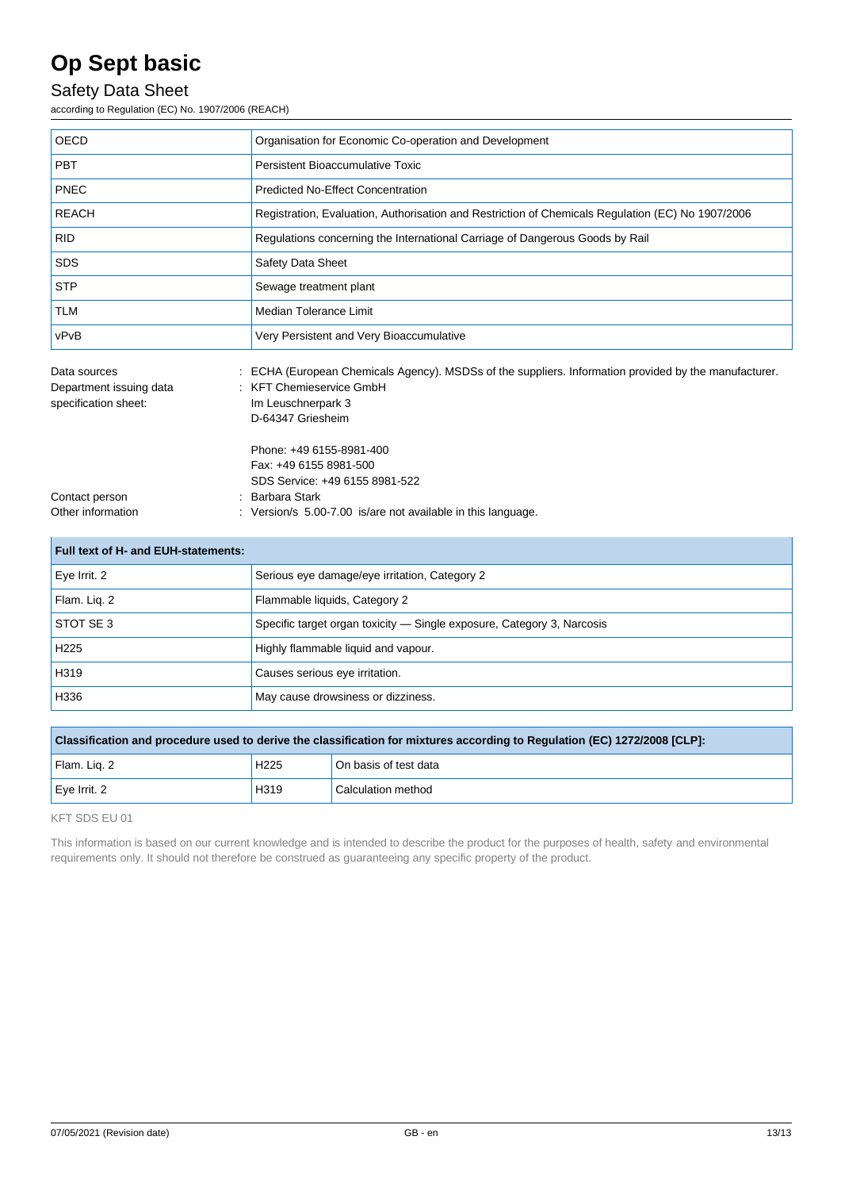| | |
|---|---|
| OECD | Organisation for Economic Co-operation and Development |
| PBT | Persistent Bioaccumulative Toxic |
| PNEC | Predicted No-Effect Concentration |
| REACH | Registration, Evaluation, Authorisation and Restriction of Chemicals Regulation (EC) No 1907/2006 |
| RID | Regulations concerning the International Carriage of Dangerous Goods by Rail |
| SDS | Safety Data Sheet |
| STP | Sewage treatment plant |
| TLM | Median Tolerance Limit |
| vPvB | Very Persistent and Very Bioaccumulative |

Data sources : ECHA (European Chemicals Agency). MSDSs of the suppliers. Information provided by the manufacturer.

Department issuing data specification sheet: : KFT Chemieservice GmbH
Im Leuschnerpark 3
D-64347 Griesheim

Phone: +49 6155-8981-400
Fax: +49 6155 8981-500
SDS Service: +49 6155 8981-522

Contact person : Barbara Stark

Other information : Version/s 5.00-7.00 is/are not available in this language.

| Full text of H- and EUH-statements: | |
|---|---|
| Eye Irrit. 2 | Serious eye damage/eye irritation, Category 2 |
| Flam. Liq. 2 | Flammable liquids, Category 2 |
| STOT SE 3 | Specific target organ toxicity — Single exposure, Category 3, Narcosis |
| H225 | Highly flammable liquid and vapour. |
| H319 | Causes serious eye irritation. |
| H336 | May cause drowsiness or dizziness. |

| Classification and procedure used to derive the classification for mixtures according to Regulation (EC) 1272/2008 [CLP]: | | |
|---|---|---|
| Flam. Liq. 2 | H225 | On basis of test data |
| Eye Irrit. 2 | H319 | Calculation method |

KFT SDS EU 01

This information is based on our current knowledge and is intended to describe the product for the purposes of health, safety and environmental requirements only. It should not therefore be construed as guaranteeing any specific property of the product.